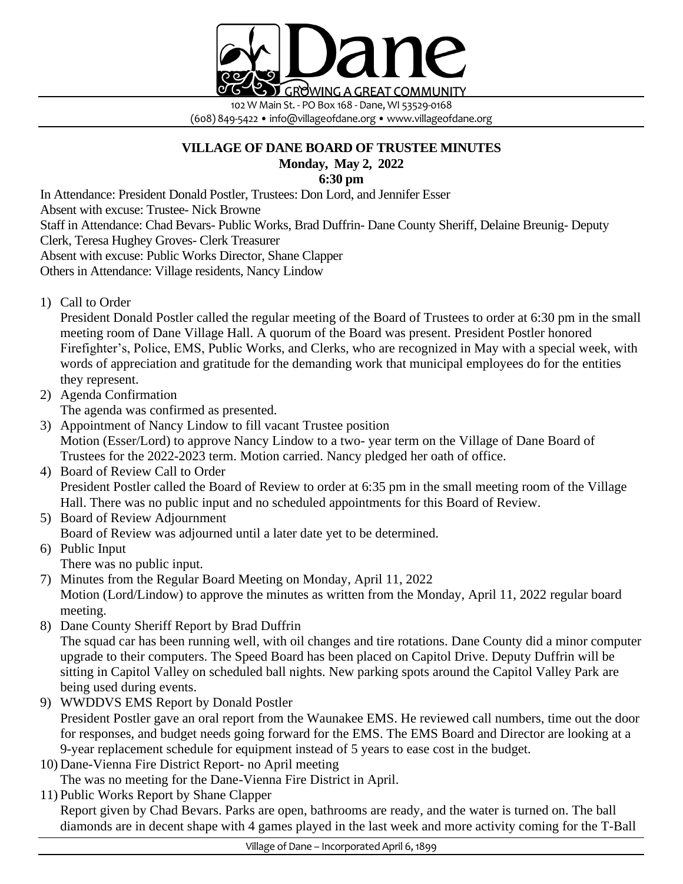Dane

GROWING A GREAT COMMUNITY

102 W Main St. - PO Box 168 - Dane, WI 53529-0168
(608) 849-5422 • info@villageofdane.org • www.villageofdane.org

# VILLAGE OF DANE BOARD OF TRUSTEE MINUTES

**Monday, May 2, 2022**

**6:30 pm**

In Attendance: President Donald Postler, Trustees: Don Lord, and Jennifer Esser
Absent with excuse: Trustee- Nick Browne
Staff in Attendance: Chad Bevars- Public Works, Brad Duffrin- Dane County Sheriff, Delaine Breunig- Deputy Clerk, Teresa Hughey Groves- Clerk Treasurer
Absent with excuse: Public Works Director, Shane Clapper
Others in Attendance: Village residents, Nancy Lindow

1) Call to Order
   President Donald Postler called the regular meeting of the Board of Trustees to order at 6:30 pm in the small meeting room of Dane Village Hall. A quorum of the Board was present. President Postler honored Firefighter's, Police, EMS, Public Works, and Clerks, who are recognized in May with a special week, with words of appreciation and gratitude for the demanding work that municipal employees do for the entities they represent.
2) Agenda Confirmation
   The agenda was confirmed as presented.
3) Appointment of Nancy Lindow to fill vacant Trustee position
   Motion (Esser/Lord) to approve Nancy Lindow to a two- year term on the Village of Dane Board of Trustees for the 2022-2023 term. Motion carried. Nancy pledged her oath of office.
4) Board of Review Call to Order
   President Postler called the Board of Review to order at 6:35 pm in the small meeting room of the Village Hall. There was no public input and no scheduled appointments for this Board of Review.
5) Board of Review Adjournment
   Board of Review was adjourned until a later date yet to be determined.
6) Public Input
   There was no public input.
7) Minutes from the Regular Board Meeting on Monday, April 11, 2022
   Motion (Lord/Lindow) to approve the minutes as written from the Monday, April 11, 2022 regular board meeting.
8) Dane County Sheriff Report by Brad Duffrin
   The squad car has been running well, with oil changes and tire rotations. Dane County did a minor computer upgrade to their computers. The Speed Board has been placed on Capitol Drive. Deputy Duffrin will be sitting in Capitol Valley on scheduled ball nights. New parking spots around the Capitol Valley Park are being used during events.
9) WWDDVS EMS Report by Donald Postler
   President Postler gave an oral report from the Waunakee EMS. He reviewed call numbers, time out the door for responses, and budget needs going forward for the EMS. The EMS Board and Director are looking at a 9-year replacement schedule for equipment instead of 5 years to ease cost in the budget.
10) Dane-Vienna Fire District Report- no April meeting
    The was no meeting for the Dane-Vienna Fire District in April.
11) Public Works Report by Shane Clapper
    Report given by Chad Bevars. Parks are open, bathrooms are ready, and the water is turned on. The ball diamonds are in decent shape with 4 games played in the last week and more activity coming for the T-Ball

Village of Dane – Incorporated April 6, 1899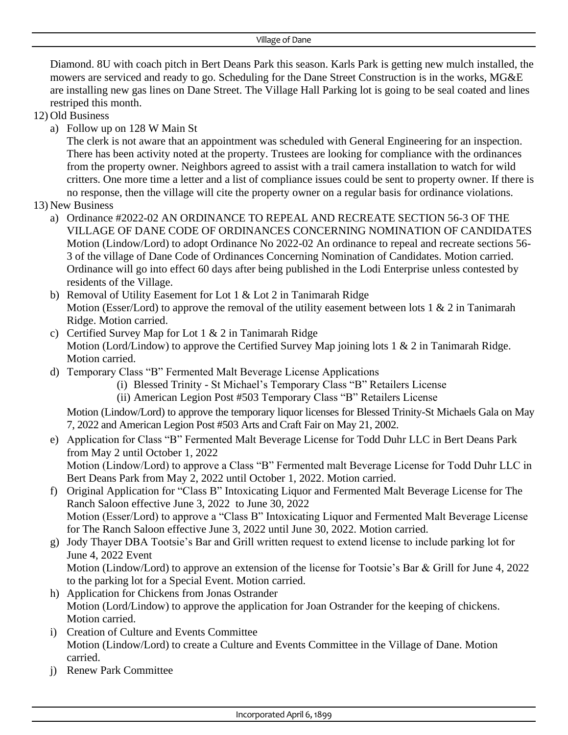Diamond. 8U with coach pitch in Bert Deans Park this season. Karls Park is getting new mulch installed, the mowers are serviced and ready to go. Scheduling for the Dane Street Construction is in the works, MG&E are installing new gas lines on Dane Street. The Village Hall Parking lot is going to be seal coated and lines restriped this month.

12) Old Business
    a) Follow up on 128 W Main St
       The clerk is not aware that an appointment was scheduled with General Engineering for an inspection. There has been activity noted at the property. Trustees are looking for compliance with the ordinances from the property owner. Neighbors agreed to assist with a trail camera installation to watch for wild critters. One more time a letter and a list of compliance issues could be sent to property owner. If there is no response, then the village will cite the property owner on a regular basis for ordinance violations.

13) New Business
    a) Ordinance #2022-02 AN ORDINANCE TO REPEAL AND RECREATE SECTION 56-3 OF THE VILLAGE OF DANE CODE OF ORDINANCES CONCERNING NOMINATION OF CANDIDATES
       Motion (Lindow/Lord) to adopt Ordinance No 2022-02 An ordinance to repeal and recreate sections 56-3 of the village of Dane Code of Ordinances Concerning Nomination of Candidates. Motion carried. Ordinance will go into effect 60 days after being published in the Lodi Enterprise unless contested by residents of the Village.
    b) Removal of Utility Easement for Lot 1 & Lot 2 in Tanimarah Ridge
       Motion (Esser/Lord) to approve the removal of the utility easement between lots 1 & 2 in Tanimarah Ridge. Motion carried.
    c) Certified Survey Map for Lot 1 & 2 in Tanimarah Ridge
       Motion (Lord/Lindow) to approve the Certified Survey Map joining lots 1 & 2 in Tanimarah Ridge. Motion carried.
    d) Temporary Class "B" Fermented Malt Beverage License Applications
       (i) Blessed Trinity - St Michael's Temporary Class "B" Retailers License
       (ii) American Legion Post #503 Temporary Class "B" Retailers License

       Motion (Lindow/Lord) to approve the temporary liquor licenses for Blessed Trinity-St Michaels Gala on May 7, 2022 and American Legion Post #503 Arts and Craft Fair on May 21, 2002.
    e) Application for Class "B" Fermented Malt Beverage License for Todd Duhr LLC in Bert Deans Park from May 2 until October 1, 2022
       Motion (Lindow/Lord) to approve a Class "B" Fermented malt Beverage License for Todd Duhr LLC in Bert Deans Park from May 2, 2022 until October 1, 2022. Motion carried.
    f) Original Application for "Class B" Intoxicating Liquor and Fermented Malt Beverage License for The Ranch Saloon effective June 3, 2022 to June 30, 2022
       Motion (Esser/Lord) to approve a "Class B" Intoxicating Liquor and Fermented Malt Beverage License for The Ranch Saloon effective June 3, 2022 until June 30, 2022. Motion carried.
    g) Jody Thayer DBA Tootsie's Bar and Grill written request to extend license to include parking lot for June 4, 2022 Event
       Motion (Lindow/Lord) to approve an extension of the license for Tootsie's Bar & Grill for June 4, 2022 to the parking lot for a Special Event. Motion carried.
    h) Application for Chickens from Jonas Ostrander
       Motion (Lord/Lindow) to approve the application for Joan Ostrander for the keeping of chickens. Motion carried.
    i) Creation of Culture and Events Committee
       Motion (Lindow/Lord) to create a Culture and Events Committee in the Village of Dane. Motion carried.
    j) Renew Park Committee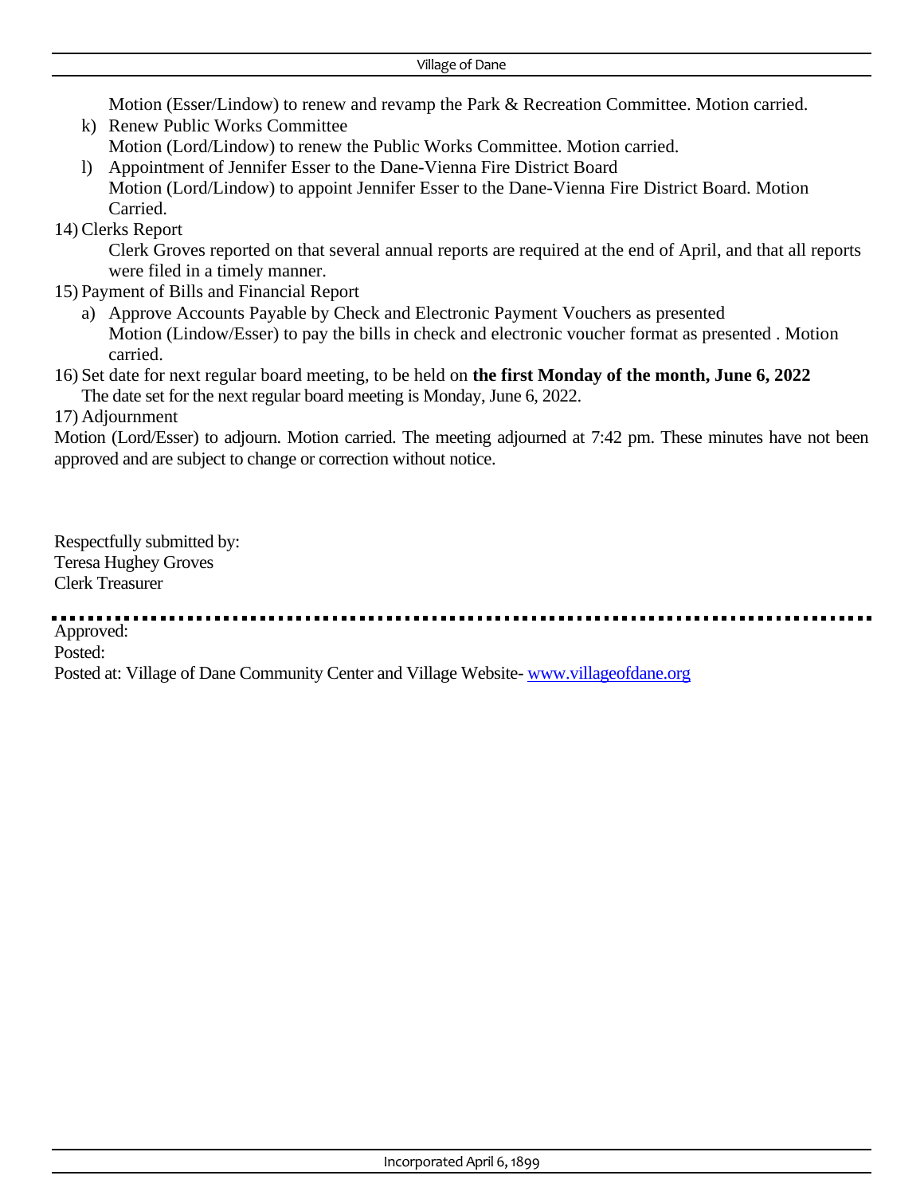Motion (Esser/Lindow) to renew and revamp the Park & Recreation Committee. Motion carried.

k) Renew Public Works Committee
   Motion (Lord/Lindow) to renew the Public Works Committee. Motion carried.
l) Appointment of Jennifer Esser to the Dane-Vienna Fire District Board
   Motion (Lord/Lindow) to appoint Jennifer Esser to the Dane-Vienna Fire District Board. Motion Carried.

14) Clerks Report
   Clerk Groves reported on that several annual reports are required at the end of April, and that all reports were filed in a timely manner.

15) Payment of Bills and Financial Report
   a) Approve Accounts Payable by Check and Electronic Payment Vouchers as presented
      Motion (Lindow/Esser) to pay the bills in check and electronic voucher format as presented . Motion carried.

16) Set date for next regular board meeting, to be held on **the first Monday of the month, June 6, 2022**
   The date set for the next regular board meeting is Monday, June 6, 2022.

17) Adjournment

Motion (Lord/Esser) to adjourn. Motion carried. The meeting adjourned at 7:42 pm. These minutes have not been approved and are subject to change or correction without notice.

Respectfully submitted by:
Teresa Hughey Groves
Clerk Treasurer

---

Approved:
Posted:
Posted at: Village of Dane Community Center and Village Website- www.villageofdane.org